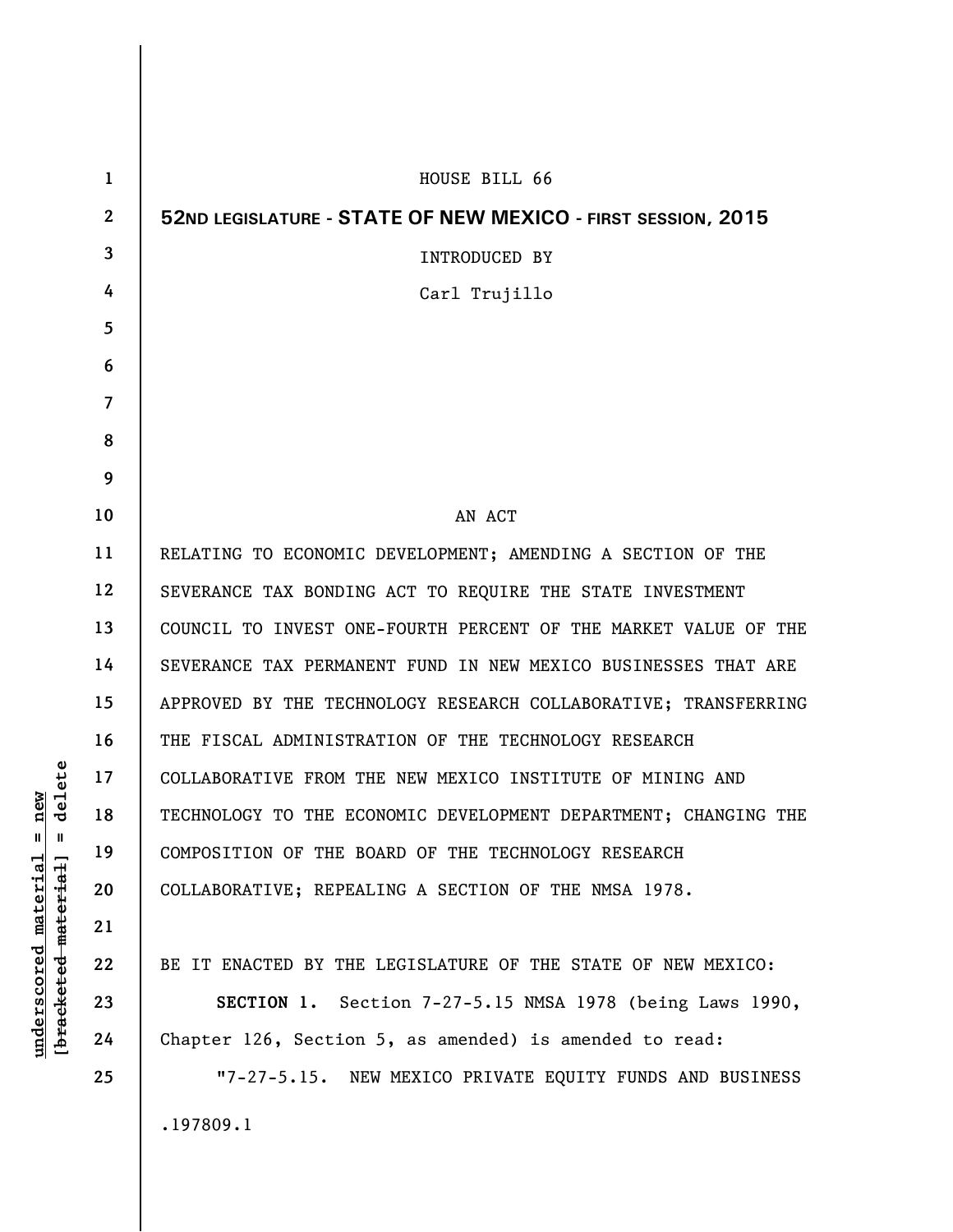HOUSE BILL 66

**52ND LEGISLATURE - STATE OF NEW MEXICO - FIRST SESSION, 2015**

INTRODUCED BY

Carl Trujillo

AN ACT

RELATING TO ECONOMIC DEVELOPMENT; AMENDING A SECTION OF THE SEVERANCE TAX BONDING ACT TO REQUIRE THE STATE INVESTMENT COUNCIL TO INVEST ONE-FOURTH PERCENT OF THE MARKET VALUE OF THE SEVERANCE TAX PERMANENT FUND IN NEW MEXICO BUSINESSES THAT ARE APPROVED BY THE TECHNOLOGY RESEARCH COLLABORATIVE; TRANSFERRING THE FISCAL ADMINISTRATION OF THE TECHNOLOGY RESEARCH COLLABORATIVE FROM THE NEW MEXICO INSTITUTE OF MINING AND TECHNOLOGY TO THE ECONOMIC DEVELOPMENT DEPARTMENT; CHANGING THE COMPOSITION OF THE BOARD OF THE TECHNOLOGY RESEARCH COLLABORATIVE; REPEALING A SECTION OF THE NMSA 1978.

BE IT ENACTED BY THE LEGISLATURE OF THE STATE OF NEW MEXICO:

**SECTION 1.** Section 7-27-5.15 NMSA 1978 (being Laws 1990, Chapter 126, Section 5, as amended) is amended to read:

"7-27-5.15. NEW MEXICO PRIVATE EQUITY FUNDS AND BUSINESS

.197809.1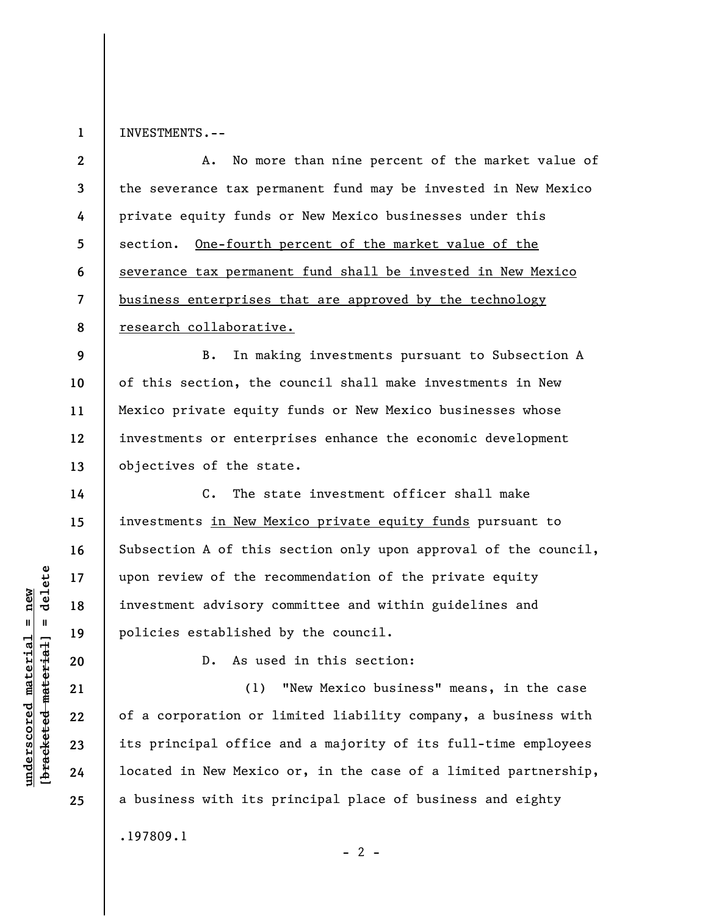INVESTMENTS.--

A. No more than nine percent of the market value of the severance tax permanent fund may be invested in New Mexico private equity funds or New Mexico businesses under this section. <u>One-fourth percent of the market value of the severance tax permanent fund shall be invested in New Mexico business enterprises that are approved by the technology research collaborative.</u>

B. In making investments pursuant to Subsection A of this section, the council shall make investments in New Mexico private equity funds or New Mexico businesses whose investments or enterprises enhance the economic development objectives of the state.

C. The state investment officer shall make investments <u>in New Mexico private equity funds</u> pursuant to Subsection A of this section only upon approval of the council, upon review of the recommendation of the private equity investment advisory committee and within guidelines and policies established by the council.

D. As used in this section:

(1) "New Mexico business" means, in the case of a corporation or limited liability company, a business with its principal office and a majority of its full-time employees located in New Mexico or, in the case of a limited partnership, a business with its principal place of business and eighty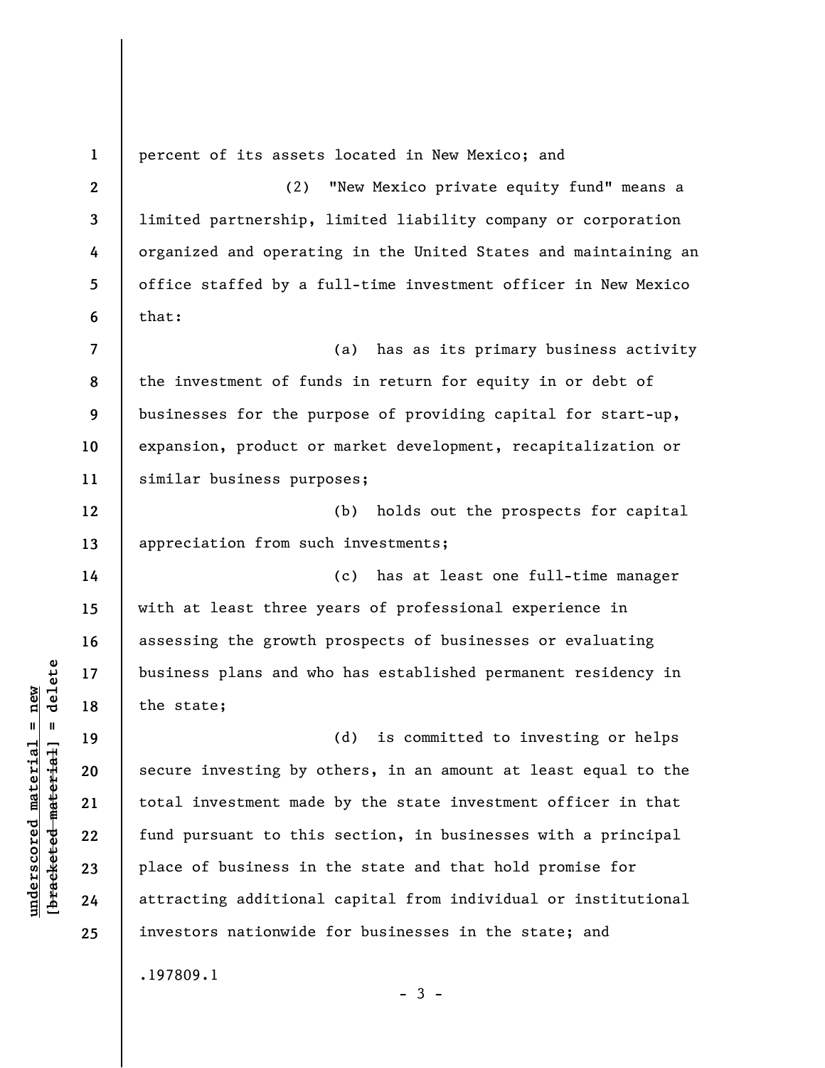percent of its assets located in New Mexico; and

(2) "New Mexico private equity fund" means a limited partnership, limited liability company or corporation organized and operating in the United States and maintaining an office staffed by a full-time investment officer in New Mexico that:

(a) has as its primary business activity the investment of funds in return for equity in or debt of businesses for the purpose of providing capital for start-up, expansion, product or market development, recapitalization or similar business purposes;

(b) holds out the prospects for capital appreciation from such investments;

(c) has at least one full-time manager with at least three years of professional experience in assessing the growth prospects of businesses or evaluating business plans and who has established permanent residency in the state;

(d) is committed to investing or helps secure investing by others, in an amount at least equal to the total investment made by the state investment officer in that fund pursuant to this section, in businesses with a principal place of business in the state and that hold promise for attracting additional capital from individual or institutional investors nationwide for businesses in the state; and

.197809.1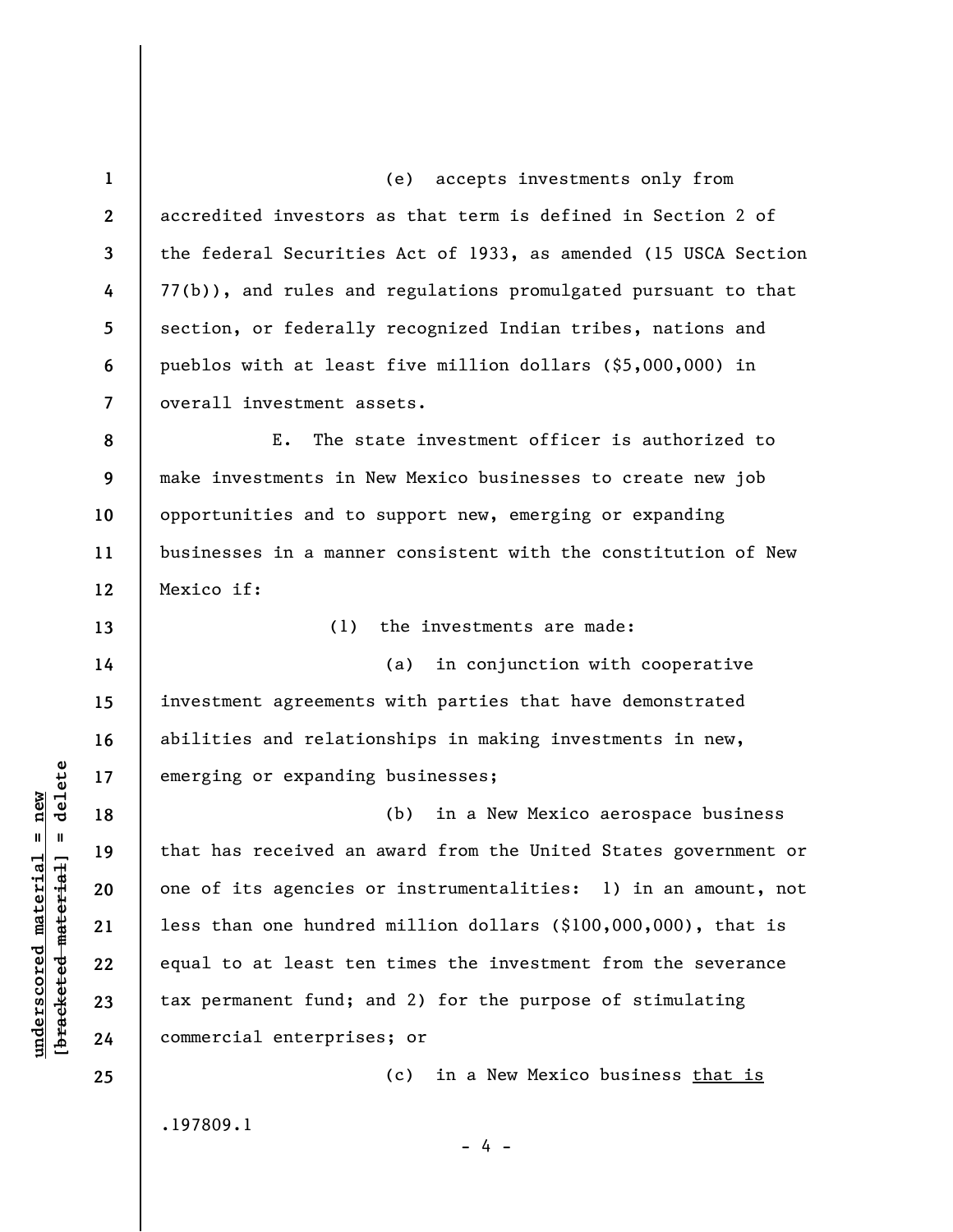(e) accepts investments only from accredited investors as that term is defined in Section 2 of the federal Securities Act of 1933, as amended (15 USCA Section 77(b)), and rules and regulations promulgated pursuant to that section, or federally recognized Indian tribes, nations and pueblos with at least five million dollars ($5,000,000) in overall investment assets.

E. The state investment officer is authorized to make investments in New Mexico businesses to create new job opportunities and to support new, emerging or expanding businesses in a manner consistent with the constitution of New Mexico if:

(1) the investments are made:

(a) in conjunction with cooperative investment agreements with parties that have demonstrated abilities and relationships in making investments in new, emerging or expanding businesses;

(b) in a New Mexico aerospace business that has received an award from the United States government or one of its agencies or instrumentalities: 1) in an amount, not less than one hundred million dollars ($100,000,000), that is equal to at least ten times the investment from the severance tax permanent fund; and 2) for the purpose of stimulating commercial enterprises; or

(c) in a New Mexico business <u>that is</u>

.197809.1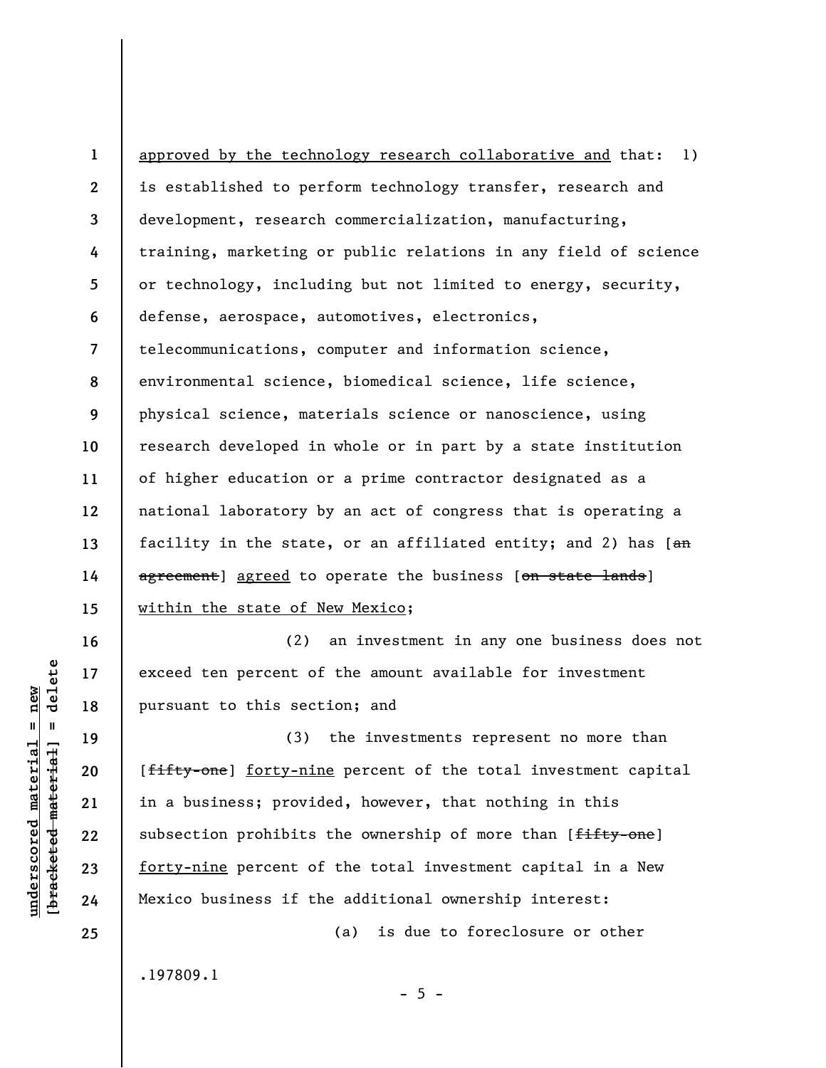approved by the technology research collaborative and that: 1) is established to perform technology transfer, research and development, research commercialization, manufacturing, training, marketing or public relations in any field of science or technology, including but not limited to energy, security, defense, aerospace, automotives, electronics, telecommunications, computer and information science, environmental science, biomedical science, life science, physical science, materials science or nanoscience, using research developed in whole or in part by a state institution of higher education or a prime contractor designated as a national laboratory by an act of congress that is operating a facility in the state, or an affiliated entity; and 2) has [~~an agreement~~] agreed to operate the business [~~on state lands~~] within the state of New Mexico;

(2) an investment in any one business does not exceed ten percent of the amount available for investment pursuant to this section; and

(3) the investments represent no more than [~~fifty-one~~] forty-nine percent of the total investment capital in a business; provided, however, that nothing in this subsection prohibits the ownership of more than [~~fifty-one~~] forty-nine percent of the total investment capital in a New Mexico business if the additional ownership interest:

(a) is due to foreclosure or other

.197809.1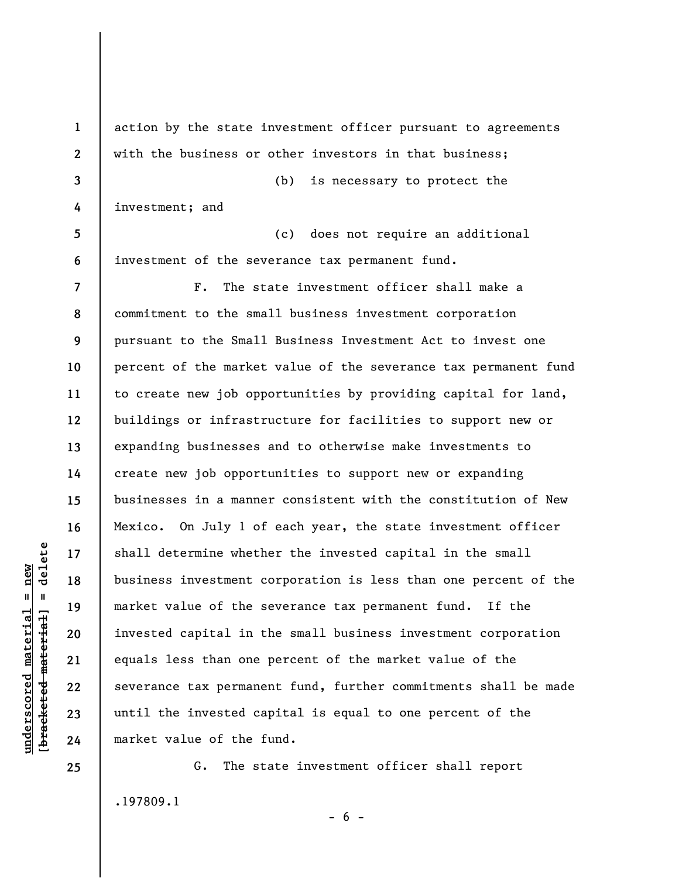action by the state investment officer pursuant to agreements with the business or other investors in that business;

(b) is necessary to protect the investment; and

(c) does not require an additional investment of the severance tax permanent fund.

F. The state investment officer shall make a commitment to the small business investment corporation pursuant to the Small Business Investment Act to invest one percent of the market value of the severance tax permanent fund to create new job opportunities by providing capital for land, buildings or infrastructure for facilities to support new or expanding businesses and to otherwise make investments to create new job opportunities to support new or expanding businesses in a manner consistent with the constitution of New Mexico. On July 1 of each year, the state investment officer shall determine whether the invested capital in the small business investment corporation is less than one percent of the market value of the severance tax permanent fund. If the invested capital in the small business investment corporation equals less than one percent of the market value of the severance tax permanent fund, further commitments shall be made until the invested capital is equal to one percent of the market value of the fund.

G. The state investment officer shall report

.197809.1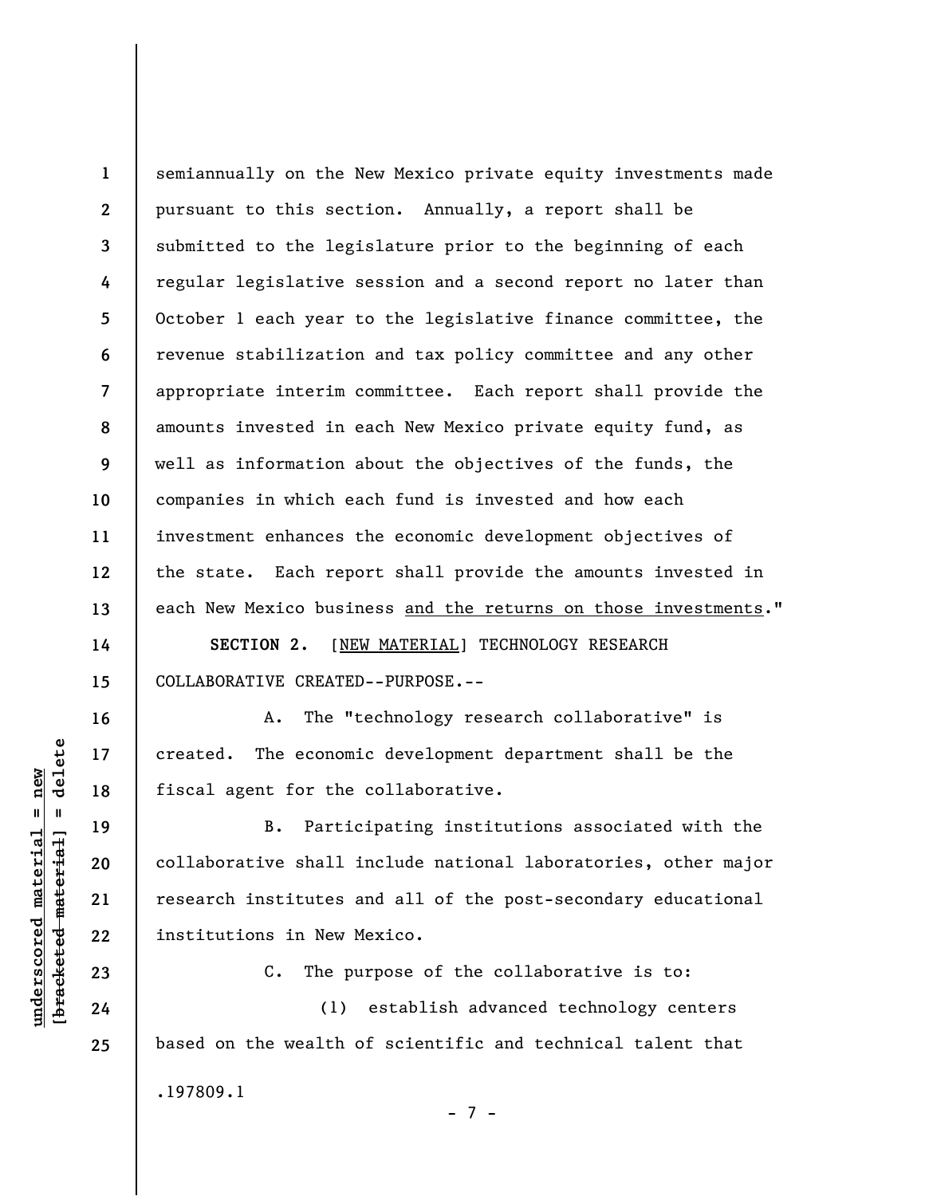semiannually on the New Mexico private equity investments made pursuant to this section. Annually, a report shall be submitted to the legislature prior to the beginning of each regular legislative session and a second report no later than October 1 each year to the legislative finance committee, the revenue stabilization and tax policy committee and any other appropriate interim committee. Each report shall provide the amounts invested in each New Mexico private equity fund, as well as information about the objectives of the funds, the companies in which each fund is invested and how each investment enhances the economic development objectives of the state. Each report shall provide the amounts invested in each New Mexico business <u>and the returns on those investments</u>."

**SECTION 2.** [<u>NEW MATERIAL</u>] TECHNOLOGY RESEARCH COLLABORATIVE CREATED--PURPOSE.--

A. The "technology research collaborative" is created. The economic development department shall be the fiscal agent for the collaborative.

B. Participating institutions associated with the collaborative shall include national laboratories, other major research institutes and all of the post-secondary educational institutions in New Mexico.

C. The purpose of the collaborative is to:

(1) establish advanced technology centers based on the wealth of scientific and technical talent that

.197809.1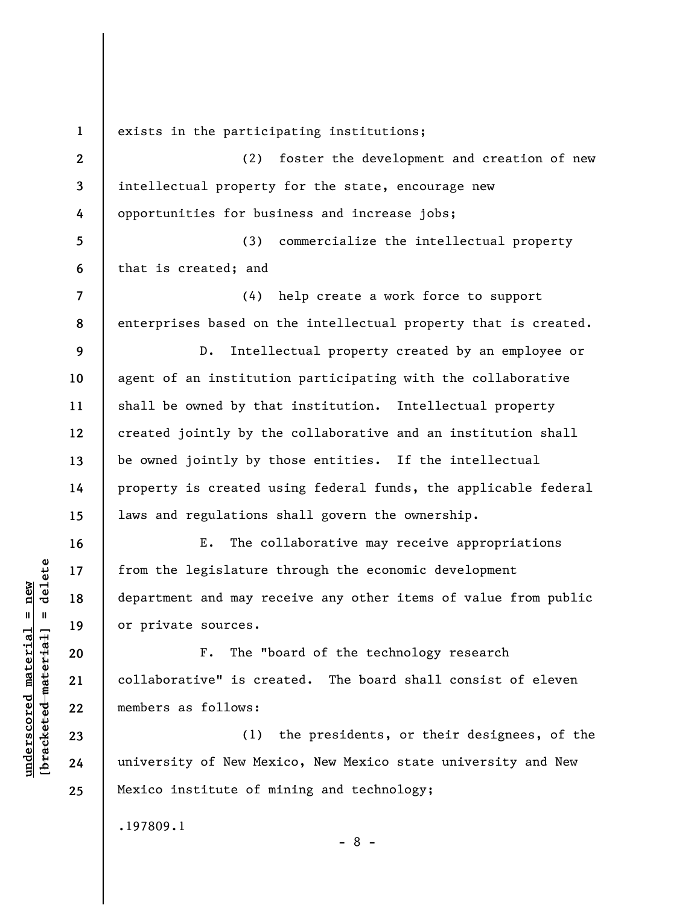exists in the participating institutions;

(2) foster the development and creation of new intellectual property for the state, encourage new opportunities for business and increase jobs;

(3) commercialize the intellectual property that is created; and

(4) help create a work force to support enterprises based on the intellectual property that is created.

D. Intellectual property created by an employee or agent of an institution participating with the collaborative shall be owned by that institution. Intellectual property created jointly by the collaborative and an institution shall be owned jointly by those entities. If the intellectual property is created using federal funds, the applicable federal laws and regulations shall govern the ownership.

E. The collaborative may receive appropriations from the legislature through the economic development department and may receive any other items of value from public or private sources.

F. The "board of the technology research collaborative" is created. The board shall consist of eleven members as follows:

(1) the presidents, or their designees, of the university of New Mexico, New Mexico state university and New Mexico institute of mining and technology;

.197809.1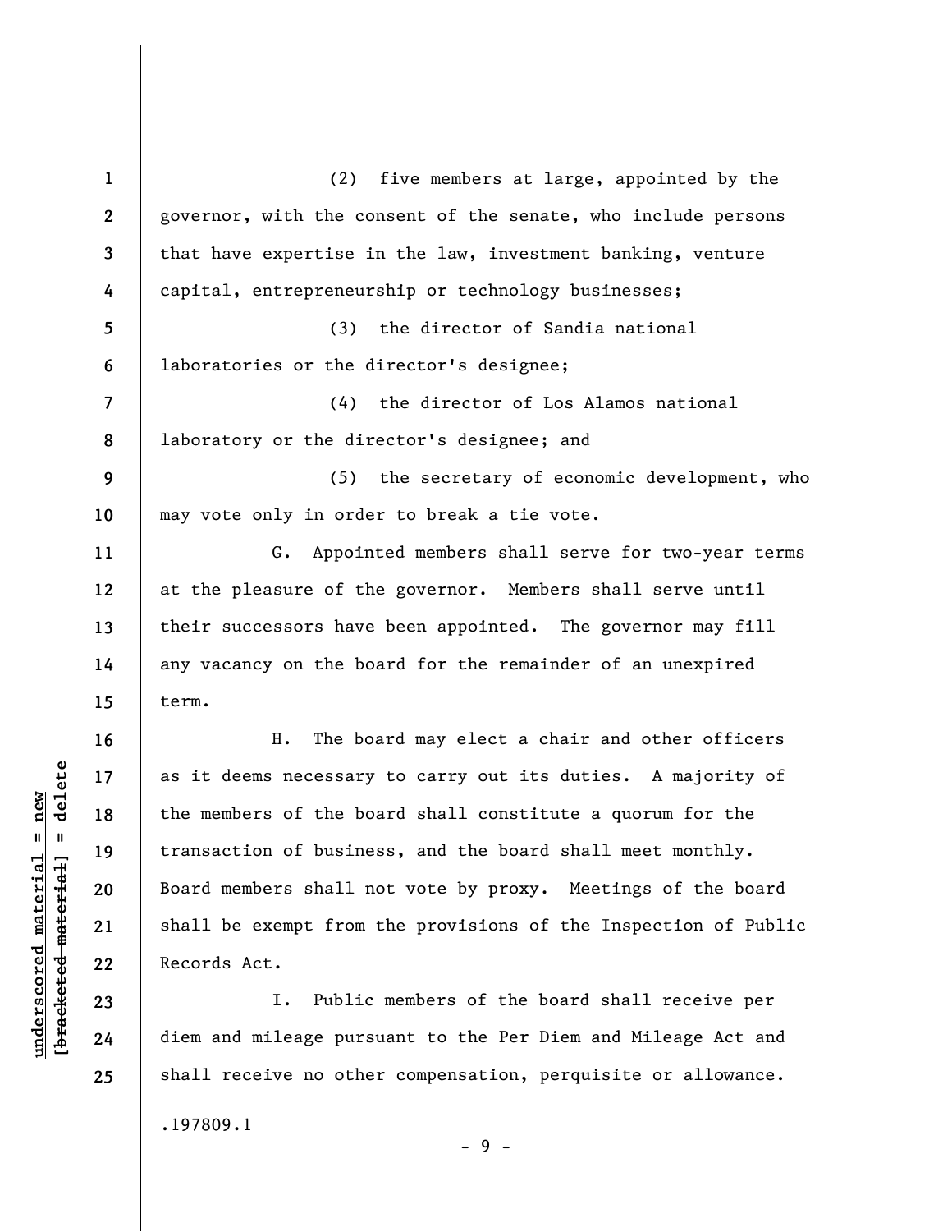(2) five members at large, appointed by the governor, with the consent of the senate, who include persons that have expertise in the law, investment banking, venture capital, entrepreneurship or technology businesses;

(3) the director of Sandia national laboratories or the director's designee;

(4) the director of Los Alamos national laboratory or the director's designee; and

(5) the secretary of economic development, who may vote only in order to break a tie vote.

G. Appointed members shall serve for two-year terms at the pleasure of the governor. Members shall serve until their successors have been appointed. The governor may fill any vacancy on the board for the remainder of an unexpired term.

H. The board may elect a chair and other officers as it deems necessary to carry out its duties. A majority of the members of the board shall constitute a quorum for the transaction of business, and the board shall meet monthly. Board members shall not vote by proxy. Meetings of the board shall be exempt from the provisions of the Inspection of Public Records Act.

I. Public members of the board shall receive per diem and mileage pursuant to the Per Diem and Mileage Act and shall receive no other compensation, perquisite or allowance.

.197809.1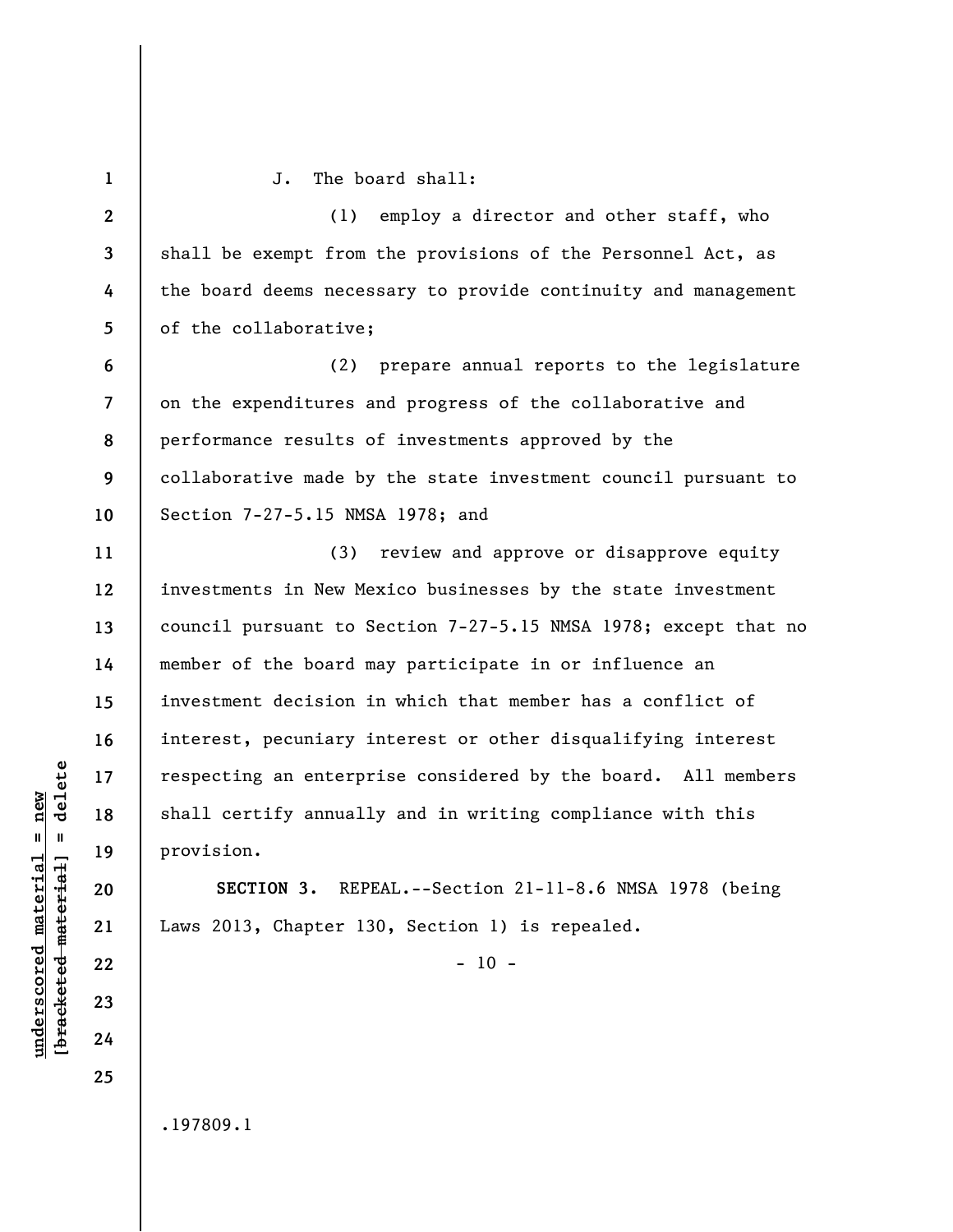J. The board shall:

(1) employ a director and other staff, who shall be exempt from the provisions of the Personnel Act, as the board deems necessary to provide continuity and management of the collaborative;

(2) prepare annual reports to the legislature on the expenditures and progress of the collaborative and performance results of investments approved by the collaborative made by the state investment council pursuant to Section 7-27-5.15 NMSA 1978; and

(3) review and approve or disapprove equity investments in New Mexico businesses by the state investment council pursuant to Section 7-27-5.15 NMSA 1978; except that no member of the board may participate in or influence an investment decision in which that member has a conflict of interest, pecuniary interest or other disqualifying interest respecting an enterprise considered by the board. All members shall certify annually and in writing compliance with this provision.

**SECTION 3.** REPEAL.--Section 21-11-8.6 NMSA 1978 (being Laws 2013, Chapter 130, Section 1) is repealed.

.197809.1